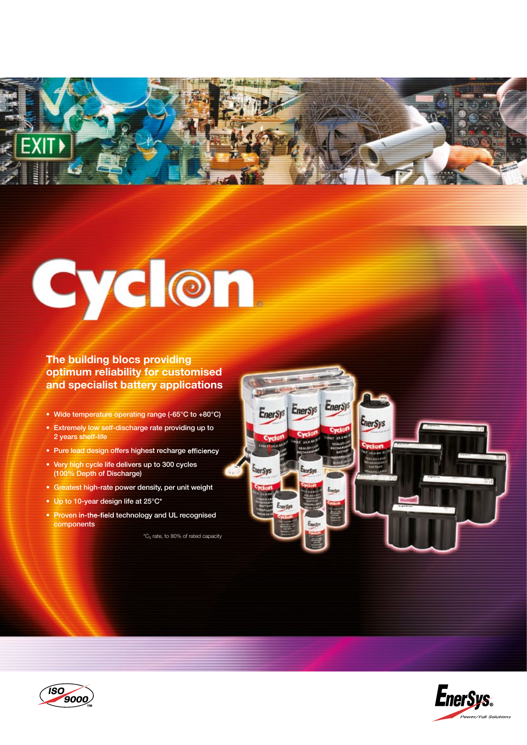# Cyclon

## The building blocs providing optimum reliability for customised and specialist battery applications

- Wide temperature operating range (-65°C to +80°C)
- Extremely low self-discharge rate providing up to 2 years shelf-life
- Pure lead design offers highest recharge efficiency
- Very high cycle life delivers up to 300 cycles (100% Depth of Discharge)
- Greatest high-rate power density, per unit weight
- Up to 10-year design life at 25°C*
- Proven in-the-field technology and UL recognised components

*$C_5$ rate, to 80% of rated capacity

ISO 9000

EnerSys® Power/Full Solutions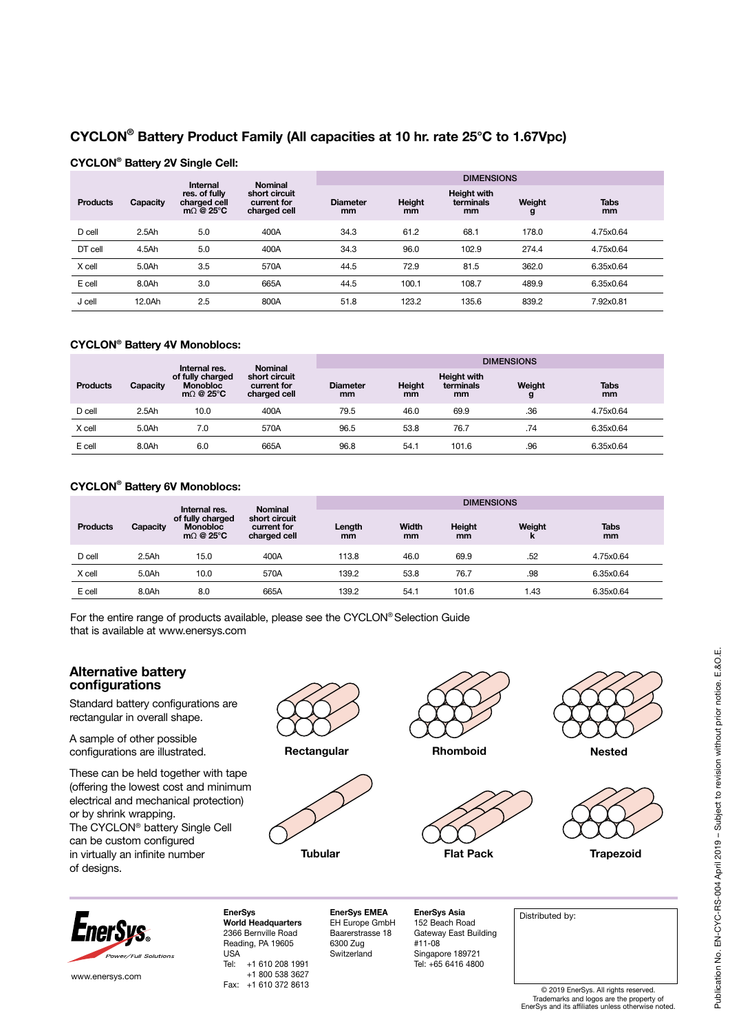## CYCLON® Battery Product Family (All capacities at 10 hr. rate 25°C to 1.67Vpc)

### CYCLON® Battery 2V Single Cell:

| Products | Capacity | Internal res. of fully charged cell mΩ @ 25°C | Nominal short circuit current for charged cell | DIMENSIONS | | | | |
|---|---|---|---|---|---|---|---|---|
| | | | | Diameter mm | Height mm | Height with terminals mm | Weight g | Tabs mm |
| D cell | 2.5Ah | 5.0 | 400A | 34.3 | 61.2 | 68.1 | 178.0 | 4.75x0.64 |
| DT cell | 4.5Ah | 5.0 | 400A | 34.3 | 96.0 | 102.9 | 274.4 | 4.75x0.64 |
| X cell | 5.0Ah | 3.5 | 570A | 44.5 | 72.9 | 81.5 | 362.0 | 6.35x0.64 |
| E cell | 8.0Ah | 3.0 | 665A | 44.5 | 100.1 | 108.7 | 489.9 | 6.35x0.64 |
| J cell | 12.0Ah | 2.5 | 800A | 51.8 | 123.2 | 135.6 | 839.2 | 7.92x0.81 |

### CYCLON® Battery 4V Monoblocs:

| Products | Capacity | Internal res. of fully charged Monobloc mΩ @ 25°C | Nominal short circuit current for charged cell | DIMENSIONS | | | | |
|---|---|---|---|---|---|---|---|---|
| | | | | Diameter mm | Height mm | Height with terminals mm | Weight g | Tabs mm |
| D cell | 2.5Ah | 10.0 | 400A | 79.5 | 46.0 | 69.9 | .36 | 4.75x0.64 |
| X cell | 5.0Ah | 7.0 | 570A | 96.5 | 53.8 | 76.7 | .74 | 6.35x0.64 |
| E cell | 8.0Ah | 6.0 | 665A | 96.8 | 54.1 | 101.6 | .96 | 6.35x0.64 |

### CYCLON® Battery 6V Monoblocs:

| Products | Capacity | Internal res. of fully charged Monobloc mΩ @ 25°C | Nominal short circuit current for charged cell | DIMENSIONS | | | | |
|---|---|---|---|---|---|---|---|---|
| | | | | Length mm | Width mm | Height mm | Weight k | Tabs mm |
| D cell | 2.5Ah | 15.0 | 400A | 113.8 | 46.0 | 69.9 | .52 | 4.75x0.64 |
| X cell | 5.0Ah | 10.0 | 570A | 139.2 | 53.8 | 76.7 | .98 | 6.35x0.64 |
| E cell | 8.0Ah | 8.0 | 665A | 139.2 | 54.1 | 101.6 | 1.43 | 6.35x0.64 |

For the entire range of products available, please see the CYCLON® Selection Guide that is available at www.enersys.com

## Alternative battery configurations

Standard battery configurations are rectangular in overall shape.

A sample of other possible configurations are illustrated.

These can be held together with tape (offering the lowest cost and minimum electrical and mechanical protection) or by shrink wrapping. The CYCLON® battery Single Cell can be custom configured in virtually an infinite number of designs.

Rectangular

Rhomboid

Nested

Tubular

Flat Pack

Trapezoid

EnerSys® Power/Full Solutions

www.enersys.com

**EnerSys**
**World Headquarters**
2366 Bernville Road
Reading, PA 19605
USA
Tel: +1 610 208 1991
+1 800 538 3627
Fax: +1 610 372 8613

**EnerSys EMEA**
EH Europe GmbH
Baarerstrasse 18
6300 Zug
Switzerland

**EnerSys Asia**
152 Beach Road
Gateway East Building
#11-08
Singapore 189721
Tel: +65 6416 4800

Distributed by:

© 2019 EnerSys. All rights reserved.
Trademarks and logos are the property of EnerSys and its affiliates unless otherwise noted.

Publication No. EN-CYC-RS-004 April 2019 – Subject to revision without prior notice. E.&O.E.